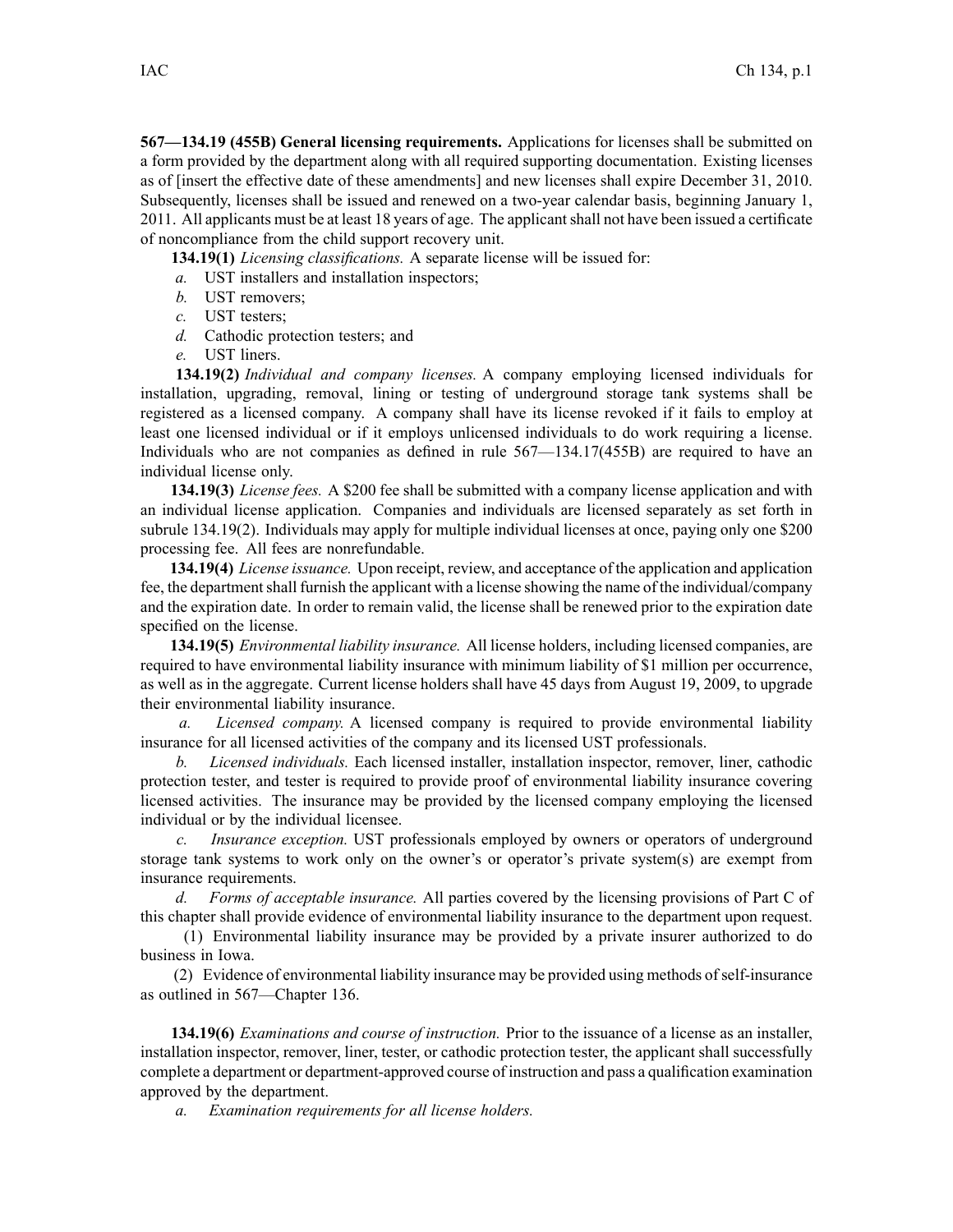**567—134.19 (455B) General licensing requirements.** Applications for licenses shall be submitted on a form provided by the department along with all required supporting documentation. Existing licenses as of [insert the effective date of these amendments] and new licenses shall expire December 31, 2010. Subsequently, licenses shall be issued and renewed on a two-year calendar basis, beginning January 1, 2011. All applicants must be at least 18 years of age. The applicant shall not have been issued a certificate of noncompliance from the child support recovery unit.

**134.19(1)** *Licensing classifications.* A separate license will be issued for:

*a.* UST installers and installation inspectors;

*b.* UST removers;

*c.* UST testers;

*d.* Cathodic protection testers; and

*e.* UST liners.

**134.19(2)** *Individual and company licenses.* A company employing licensed individuals for installation, upgrading, removal, lining or testing of underground storage tank systems shall be registered as a licensed company. A company shall have its license revoked if it fails to employ at least one licensed individual or if it employs unlicensed individuals to do work requiring a license. Individuals who are not companies as defined in rule 567—134.17(455B) are required to have an individual license only.

**134.19(3)** *License fees.* A $200 fee shall be submitted with a company license application and with an individual license application. Companies and individuals are licensed separately as set forth in subrule 134.19(2). Individuals may apply for multiple individual licenses at once, paying only one $200 processing fee. All fees are nonrefundable.

**134.19(4)** *License issuance.* Upon receipt, review, and acceptance of the application and application fee, the department shall furnish the applicant with a license showing the name of the individual/company and the expiration date. In order to remain valid, the license shall be renewed prior to the expiration date specified on the license.

**134.19(5)** *Environmental liability insurance.* All license holders, including licensed companies, are required to have environmental liability insurance with minimum liability of $1 million per occurrence, as well as in the aggregate. Current license holders shall have 45 days from August 19, 2009, to upgrade their environmental liability insurance.

*a.* *Licensed company.* A licensed company is required to provide environmental liability insurance for all licensed activities of the company and its licensed UST professionals.

*b.* *Licensed individuals.* Each licensed installer, installation inspector, remover, liner, cathodic protection tester, and tester is required to provide proof of environmental liability insurance covering licensed activities. The insurance may be provided by the licensed company employing the licensed individual or by the individual licensee.

*c.* *Insurance exception.* UST professionals employed by owners or operators of underground storage tank systems to work only on the owner's or operator's private system(s) are exempt from insurance requirements.

*d.* *Forms of acceptable insurance.* All parties covered by the licensing provisions of Part C of this chapter shall provide evidence of environmental liability insurance to the department upon request.

(1) Environmental liability insurance may be provided by a private insurer authorized to do business in Iowa.

(2) Evidence of environmental liability insurance may be provided using methods of self-insurance as outlined in 567—Chapter 136.

**134.19(6)** *Examinations and course of instruction.* Prior to the issuance of a license as an installer, installation inspector, remover, liner, tester, or cathodic protection tester, the applicant shall successfully complete a department or department-approved course of instruction and pass a qualification examination approved by the department.

*a.* *Examination requirements for all license holders.*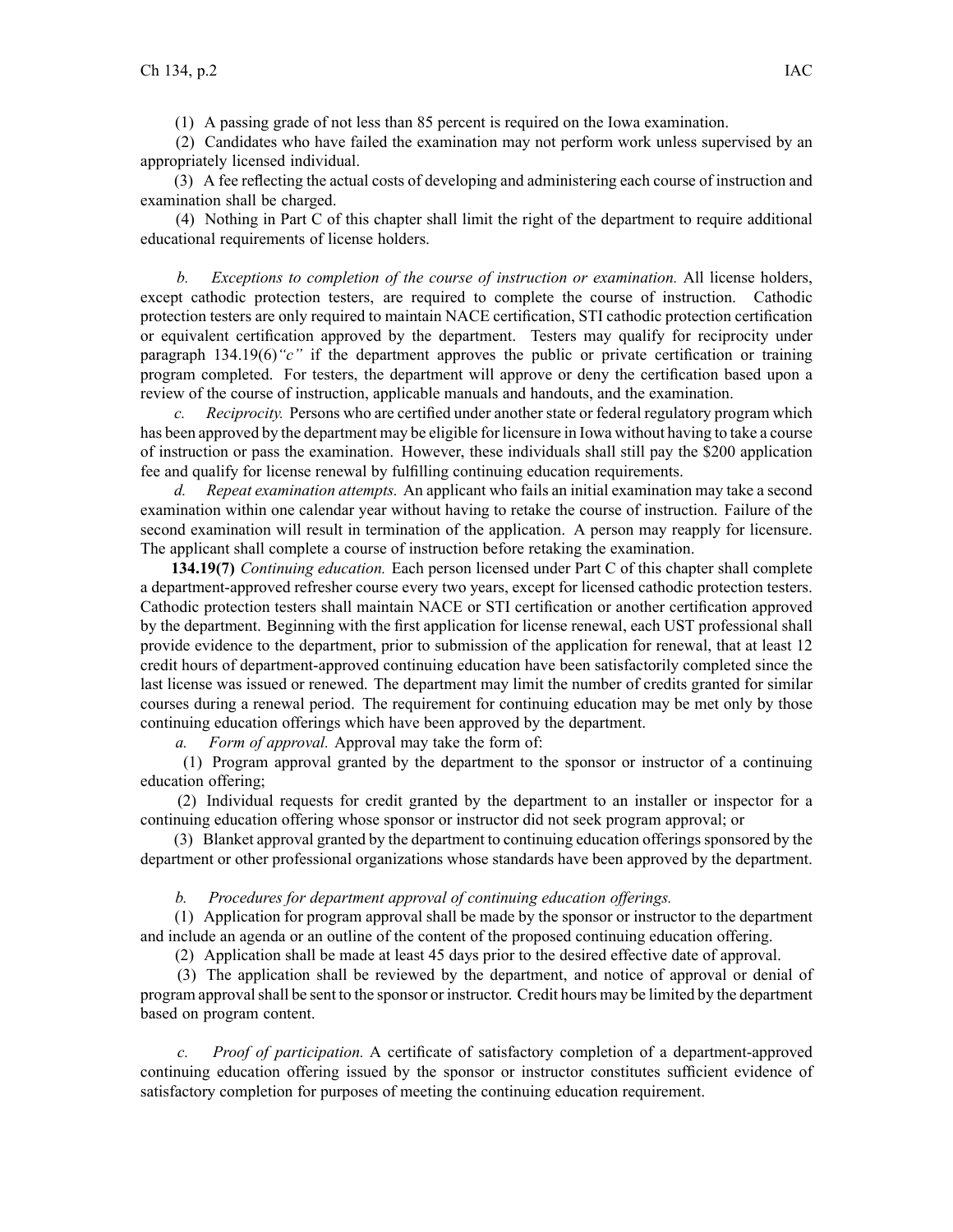(1) A passing grade of not less than 85 percent is required on the Iowa examination.

(2) Candidates who have failed the examination may not perform work unless supervised by an appropriately licensed individual.

(3) A fee reflecting the actual costs of developing and administering each course of instruction and examination shall be charged.

(4) Nothing in Part C of this chapter shall limit the right of the department to require additional educational requirements of license holders.

*b. Exceptions to completion of the course of instruction or examination.* All license holders, except cathodic protection testers, are required to complete the course of instruction. Cathodic protection testers are only required to maintain NACE certification, STI cathodic protection certification or equivalent certification approved by the department. Testers may qualify for reciprocity under paragraph 134.19(6)*"c"* if the department approves the public or private certification or training program completed. For testers, the department will approve or deny the certification based upon a review of the course of instruction, applicable manuals and handouts, and the examination.

*c. Reciprocity.* Persons who are certified under another state or federal regulatory program which has been approved by the department may be eligible for licensure in Iowa without having to take a course of instruction or pass the examination. However, these individuals shall still pay the $200 application fee and qualify for license renewal by fulfilling continuing education requirements.

*d. Repeat examination attempts.* An applicant who fails an initial examination may take a second examination within one calendar year without having to retake the course of instruction. Failure of the second examination will result in termination of the application. A person may reapply for licensure. The applicant shall complete a course of instruction before retaking the examination.

**134.19(7)** *Continuing education.* Each person licensed under Part C of this chapter shall complete a department-approved refresher course every two years, except for licensed cathodic protection testers. Cathodic protection testers shall maintain NACE or STI certification or another certification approved by the department. Beginning with the first application for license renewal, each UST professional shall provide evidence to the department, prior to submission of the application for renewal, that at least 12 credit hours of department-approved continuing education have been satisfactorily completed since the last license was issued or renewed. The department may limit the number of credits granted for similar courses during a renewal period. The requirement for continuing education may be met only by those continuing education offerings which have been approved by the department.

*a. Form of approval.* Approval may take the form of:

(1) Program approval granted by the department to the sponsor or instructor of a continuing education offering;

(2) Individual requests for credit granted by the department to an installer or inspector for a continuing education offering whose sponsor or instructor did not seek program approval; or

(3) Blanket approval granted by the department to continuing education offerings sponsored by the department or other professional organizations whose standards have been approved by the department.

*b. Procedures for department approval of continuing education offerings.*

(1) Application for program approval shall be made by the sponsor or instructor to the department and include an agenda or an outline of the content of the proposed continuing education offering.

(2) Application shall be made at least 45 days prior to the desired effective date of approval.

(3) The application shall be reviewed by the department, and notice of approval or denial of program approval shall be sent to the sponsor or instructor. Credit hours may be limited by the department based on program content.

*c. Proof of participation.* A certificate of satisfactory completion of a department-approved continuing education offering issued by the sponsor or instructor constitutes sufficient evidence of satisfactory completion for purposes of meeting the continuing education requirement.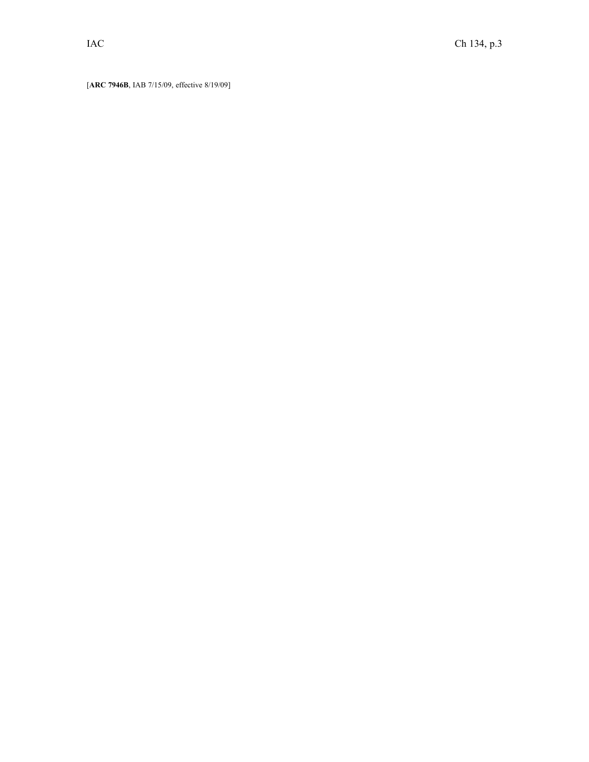[**ARC 7946B**, IAB 7/15/09, effective 8/19/09]